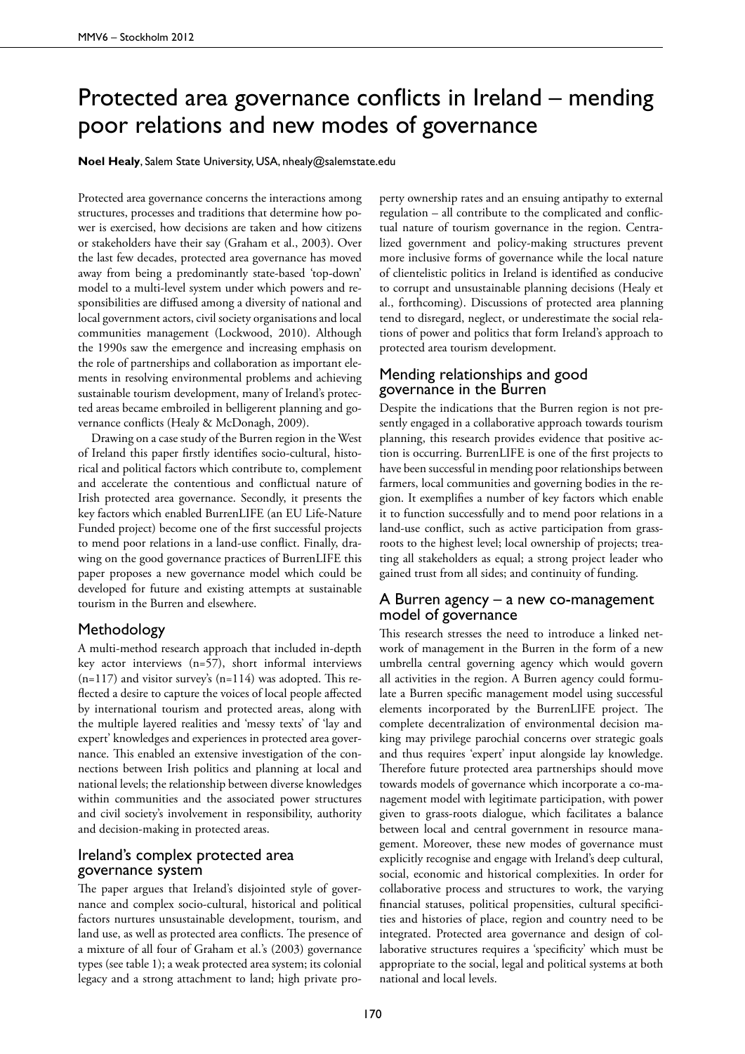# Protected area governance conflicts in Ireland – mending poor relations and new modes of governance

**Noel Healy**, Salem State University, USA, nhealy@salemstate.edu

Protected area governance concerns the interactions among structures, processes and traditions that determine how power is exercised, how decisions are taken and how citizens or stakeholders have their say (Graham et al., 2003). Over the last few decades, protected area governance has moved away from being a predominantly state-based 'top-down' model to a multi-level system under which powers and responsibilities are diffused among a diversity of national and local government actors, civil society organisations and local communities management (Lockwood, 2010). Although the 1990s saw the emergence and increasing emphasis on the role of partnerships and collaboration as important elements in resolving environmental problems and achieving sustainable tourism development, many of Ireland's protected areas became embroiled in belligerent planning and governance conflicts (Healy & McDonagh, 2009).

Drawing on a case study of the Burren region in the West of Ireland this paper firstly identifies socio-cultural, historical and political factors which contribute to, complement and accelerate the contentious and conflictual nature of Irish protected area governance. Secondly, it presents the key factors which enabled BurrenLIFE (an EU Life-Nature Funded project) become one of the first successful projects to mend poor relations in a land-use conflict. Finally, drawing on the good governance practices of BurrenLIFE this paper proposes a new governance model which could be developed for future and existing attempts at sustainable tourism in the Burren and elsewhere.

## Methodology

A multi-method research approach that included in-depth key actor interviews (n=57), short informal interviews (n=117) and visitor survey's (n=114) was adopted. This reflected a desire to capture the voices of local people affected by international tourism and protected areas, along with the multiple layered realities and 'messy texts' of 'lay and expert' knowledges and experiences in protected area governance. This enabled an extensive investigation of the connections between Irish politics and planning at local and national levels; the relationship between diverse knowledges within communities and the associated power structures and civil society's involvement in responsibility, authority and decision-making in protected areas.

## Ireland's complex protected area governance system

The paper argues that Ireland's disjointed style of governance and complex socio-cultural, historical and political factors nurtures unsustainable development, tourism, and land use, as well as protected area conflicts. The presence of a mixture of all four of Graham et al.'s (2003) governance types (see table 1); a weak protected area system; its colonial legacy and a strong attachment to land; high private property ownership rates and an ensuing antipathy to external regulation – all contribute to the complicated and conflictual nature of tourism governance in the region. Centralized government and policy-making structures prevent more inclusive forms of governance while the local nature of clientelistic politics in Ireland is identified as conducive to corrupt and unsustainable planning decisions (Healy et al., forthcoming). Discussions of protected area planning tend to disregard, neglect, or underestimate the social relations of power and politics that form Ireland's approach to protected area tourism development.

## Mending relationships and good governance in the Burren

Despite the indications that the Burren region is not presently engaged in a collaborative approach towards tourism planning, this research provides evidence that positive action is occurring. BurrenLIFE is one of the first projects to have been successful in mending poor relationships between farmers, local communities and governing bodies in the region. It exemplifies a number of key factors which enable it to function successfully and to mend poor relations in a land-use conflict, such as active participation from grassroots to the highest level; local ownership of projects; treating all stakeholders as equal; a strong project leader who gained trust from all sides; and continuity of funding.

## A Burren agency – a new co-management model of governance

This research stresses the need to introduce a linked network of management in the Burren in the form of a new umbrella central governing agency which would govern all activities in the region. A Burren agency could formulate a Burren specific management model using successful elements incorporated by the BurrenLIFE project. The complete decentralization of environmental decision making may privilege parochial concerns over strategic goals and thus requires 'expert' input alongside lay knowledge. Therefore future protected area partnerships should move towards models of governance which incorporate a co-management model with legitimate participation, with power given to grass-roots dialogue, which facilitates a balance between local and central government in resource management. Moreover, these new modes of governance must explicitly recognise and engage with Ireland's deep cultural, social, economic and historical complexities. In order for collaborative process and structures to work, the varying financial statuses, political propensities, cultural specificities and histories of place, region and country need to be integrated. Protected area governance and design of collaborative structures requires a 'specificity' which must be appropriate to the social, legal and political systems at both national and local levels.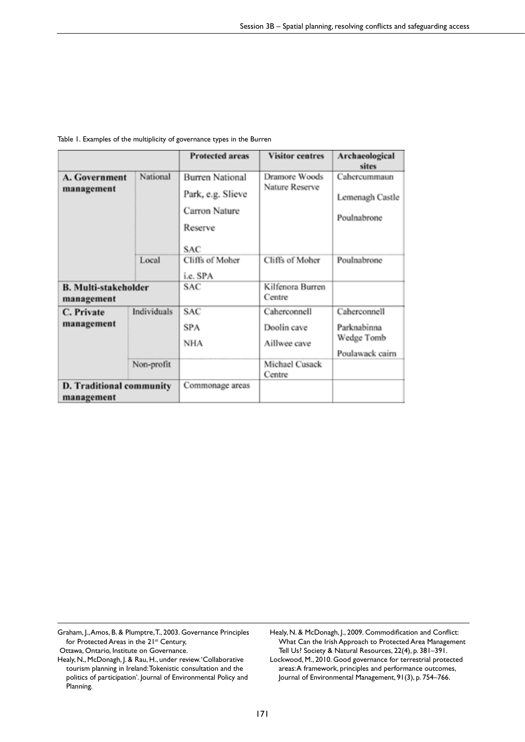Table 1. Examples of the multiplicity of governance types in the Burren

| | | Protected areas | Visitor centres | Archaeological sites |
|---|---|---|---|---|
| **A. Government management** | National | Burren National Park, e.g. Slieve Carron Nature Reserve<br>SAC | Dramore Woods Nature Reserve | Cahercummaun<br>Lemenagh Castle<br>Poulnabrone |
| | Local | Cliffs of Moher i.e. SPA | Cliffs of Moher | Poulnabrone |
| **B. Multi-stakeholder management** | | SAC | Kilfenora Burren Centre | |
| **C. Private management** | Individuals | SAC<br>SPA<br>NHA | Caherconnell<br>Doolin cave<br>Aillwee cave | Caherconnell<br>Parknabinna Wedge Tomb<br>Poulawack cairn |
| | Non-profit | | Michael Cusack Centre | |
| **D. Traditional community management** | | Commonage areas | | |

Graham, J., Amos, B. & Plumptre, T., 2003. Governance Principles for Protected Areas in the 21st Century, Ottawa, Ontario, Institute on Governance.

Healy, N., McDonagh, J. & Rau, H., under review. 'Collaborative tourism planning in Ireland: Tokenistic consultation and the politics of participation'. Journal of Environmental Policy and Planning.

Healy, N. & McDonagh, J., 2009. Commodification and Conflict: What Can the Irish Approach to Protected Area Management Tell Us? Society & Natural Resources, 22(4), p. 381–391.

Lockwood, M., 2010. Good governance for terrestrial protected areas: A framework, principles and performance outcomes, Journal of Environmental Management, 91(3), p. 754–766.